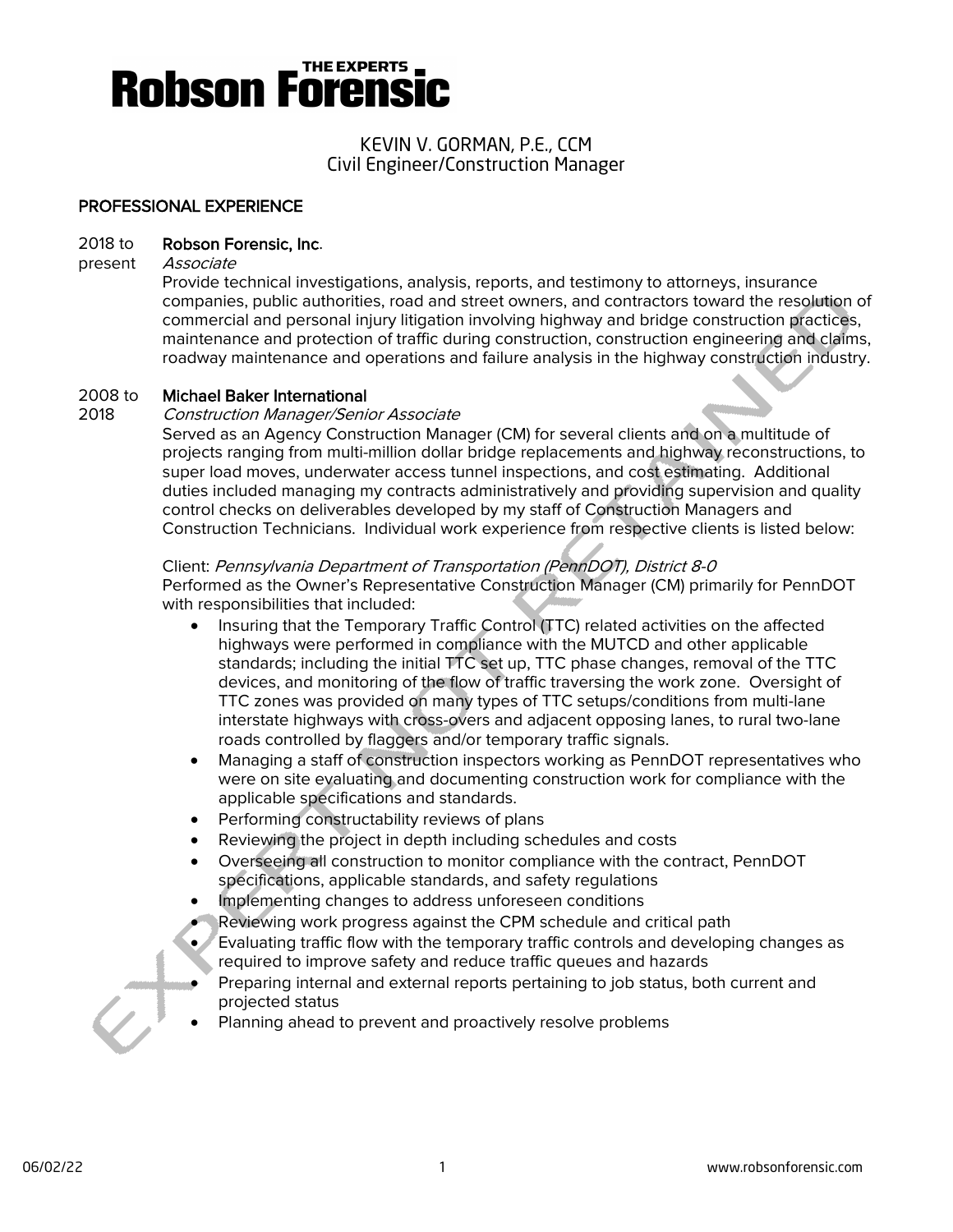# Robson Forensic

THE EXPERTS

## KEVIN V. GORMAN, P.E., CCM
Civil Engineer/Construction Manager

### PROFESSIONAL EXPERIENCE

**2018 to present — Robson Forensic, Inc.**
*Associate*

Provide technical investigations, analysis, reports, and testimony to attorneys, insurance companies, public authorities, road and street owners, and contractors toward the resolution of commercial and personal injury litigation involving highway and bridge construction practices, maintenance and protection of traffic during construction, construction engineering and claims, roadway maintenance and operations and failure analysis in the highway construction industry.

**2008 to 2018 — Michael Baker International**
*Construction Manager/Senior Associate*

Served as an Agency Construction Manager (CM) for several clients and on a multitude of projects ranging from multi-million dollar bridge replacements and highway reconstructions, to super load moves, underwater access tunnel inspections, and cost estimating. Additional duties included managing my contracts administratively and providing supervision and quality control checks on deliverables developed by my staff of Construction Managers and Construction Technicians. Individual work experience from respective clients is listed below:

Client: *Pennsylvania Department of Transportation (PennDOT), District 8-0*
Performed as the Owner's Representative Construction Manager (CM) primarily for PennDOT with responsibilities that included:

- Insuring that the Temporary Traffic Control (TTC) related activities on the affected highways were performed in compliance with the MUTCD and other applicable standards; including the initial TTC set up, TTC phase changes, removal of the TTC devices, and monitoring of the flow of traffic traversing the work zone. Oversight of TTC zones was provided on many types of TTC setups/conditions from multi-lane interstate highways with cross-overs and adjacent opposing lanes, to rural two-lane roads controlled by flaggers and/or temporary traffic signals.
- Managing a staff of construction inspectors working as PennDOT representatives who were on site evaluating and documenting construction work for compliance with the applicable specifications and standards.
- Performing constructability reviews of plans
- Reviewing the project in depth including schedules and costs
- Overseeing all construction to monitor compliance with the contract, PennDOT specifications, applicable standards, and safety regulations
- Implementing changes to address unforeseen conditions
- Reviewing work progress against the CPM schedule and critical path
- Evaluating traffic flow with the temporary traffic controls and developing changes as required to improve safety and reduce traffic queues and hazards
- Preparing internal and external reports pertaining to job status, both current and projected status
- Planning ahead to prevent and proactively resolve problems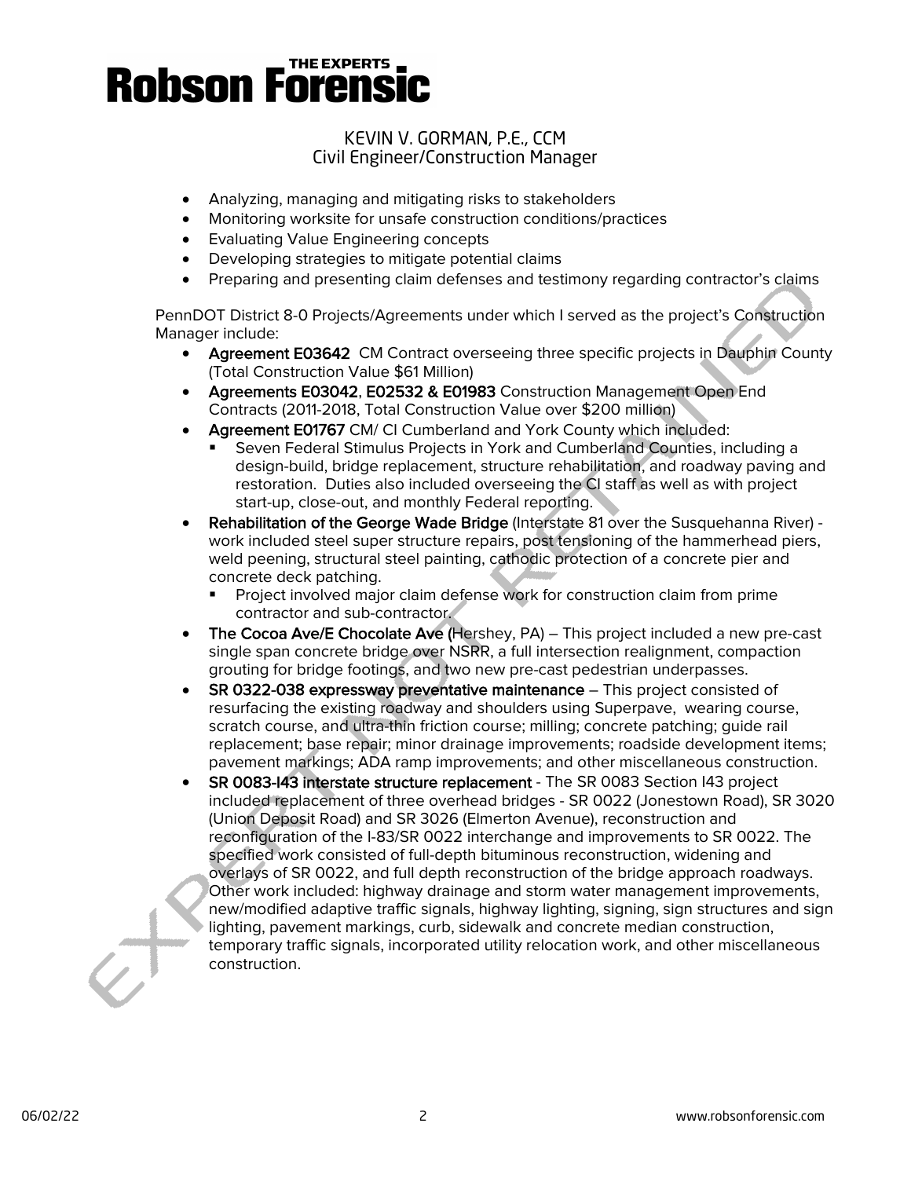- Analyzing, managing and mitigating risks to stakeholders
- Monitoring worksite for unsafe construction conditions/practices
- Evaluating Value Engineering concepts
- Developing strategies to mitigate potential claims
- Preparing and presenting claim defenses and testimony regarding contractor's claims

PennDOT District 8-0 Projects/Agreements under which I served as the project's Construction Manager include:

- **Agreement E03642** CM Contract overseeing three specific projects in Dauphin County (Total Construction Value $61 Million)
- **Agreements E03042**, **E02532 & E01983** Construction Management Open End Contracts (2011-2018, Total Construction Value over $200 million)
- **Agreement E01767** CM/ CI Cumberland and York County which included:
  - Seven Federal Stimulus Projects in York and Cumberland Counties, including a design-build, bridge replacement, structure rehabilitation, and roadway paving and restoration. Duties also included overseeing the CI staff as well as with project start-up, close-out, and monthly Federal reporting.
- **Rehabilitation of the George Wade Bridge** (Interstate 81 over the Susquehanna River) - work included steel super structure repairs, post tensioning of the hammerhead piers, weld peening, structural steel painting, cathodic protection of a concrete pier and concrete deck patching.
  - Project involved major claim defense work for construction claim from prime contractor and sub-contractor.
- **The Cocoa Ave/E Chocolate Ave (**Hershey, PA) – This project included a new pre-cast single span concrete bridge over NSRR, a full intersection realignment, compaction grouting for bridge footings, and two new pre-cast pedestrian underpasses.
- **SR 0322-038 expressway preventative maintenance** – This project consisted of resurfacing the existing roadway and shoulders using Superpave, wearing course, scratch course, and ultra-thin friction course; milling; concrete patching; guide rail replacement; base repair; minor drainage improvements; roadside development items; pavement markings; ADA ramp improvements; and other miscellaneous construction.
- **SR 0083-I43 interstate structure replacement** - The SR 0083 Section I43 project included replacement of three overhead bridges - SR 0022 (Jonestown Road), SR 3020 (Union Deposit Road) and SR 3026 (Elmerton Avenue), reconstruction and reconfiguration of the I-83/SR 0022 interchange and improvements to SR 0022. The specified work consisted of full-depth bituminous reconstruction, widening and overlays of SR 0022, and full depth reconstruction of the bridge approach roadways. Other work included: highway drainage and storm water management improvements, new/modified adaptive traffic signals, highway lighting, signing, sign structures and sign lighting, pavement markings, curb, sidewalk and concrete median construction, temporary traffic signals, incorporated utility relocation work, and other miscellaneous construction.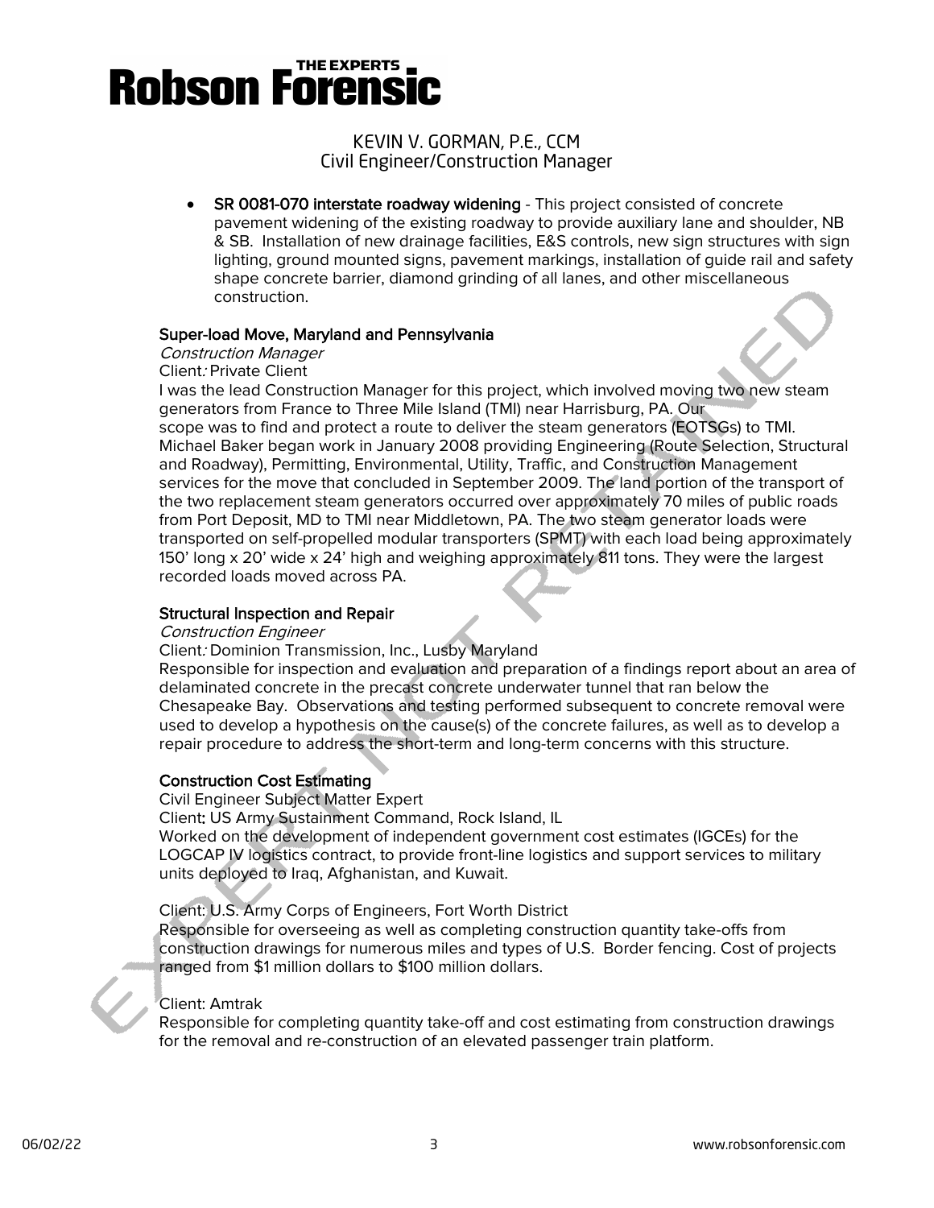- **SR 0081-070 interstate roadway widening** - This project consisted of concrete pavement widening of the existing roadway to provide auxiliary lane and shoulder, NB & SB. Installation of new drainage facilities, E&S controls, new sign structures with sign lighting, ground mounted signs, pavement markings, installation of guide rail and safety shape concrete barrier, diamond grinding of all lanes, and other miscellaneous construction.

**Super-load Move, Maryland and Pennsylvania**
*Construction Manager*
Client: Private Client
I was the lead Construction Manager for this project, which involved moving two new steam generators from France to Three Mile Island (TMI) near Harrisburg, PA. Our scope was to find and protect a route to deliver the steam generators (EOTSGs) to TMI. Michael Baker began work in January 2008 providing Engineering (Route Selection, Structural and Roadway), Permitting, Environmental, Utility, Traffic, and Construction Management services for the move that concluded in September 2009. The land portion of the transport of the two replacement steam generators occurred over approximately 70 miles of public roads from Port Deposit, MD to TMI near Middletown, PA. The two steam generator loads were transported on self-propelled modular transporters (SPMT) with each load being approximately 150' long x 20' wide x 24' high and weighing approximately 811 tons. They were the largest recorded loads moved across PA.

**Structural Inspection and Repair**
*Construction Engineer*
Client: Dominion Transmission, Inc., Lusby Maryland
Responsible for inspection and evaluation and preparation of a findings report about an area of delaminated concrete in the precast concrete underwater tunnel that ran below the Chesapeake Bay. Observations and testing performed subsequent to concrete removal were used to develop a hypothesis on the cause(s) of the concrete failures, as well as to develop a repair procedure to address the short-term and long-term concerns with this structure.

**Construction Cost Estimating**
Civil Engineer Subject Matter Expert
Client: US Army Sustainment Command, Rock Island, IL
Worked on the development of independent government cost estimates (IGCEs) for the LOGCAP IV logistics contract, to provide front-line logistics and support services to military units deployed to Iraq, Afghanistan, and Kuwait.

Client: U.S. Army Corps of Engineers, Fort Worth District
Responsible for overseeing as well as completing construction quantity take-offs from construction drawings for numerous miles and types of U.S. Border fencing. Cost of projects ranged from $1 million dollars to $100 million dollars.

Client: Amtrak
Responsible for completing quantity take-off and cost estimating from construction drawings for the removal and re-construction of an elevated passenger train platform.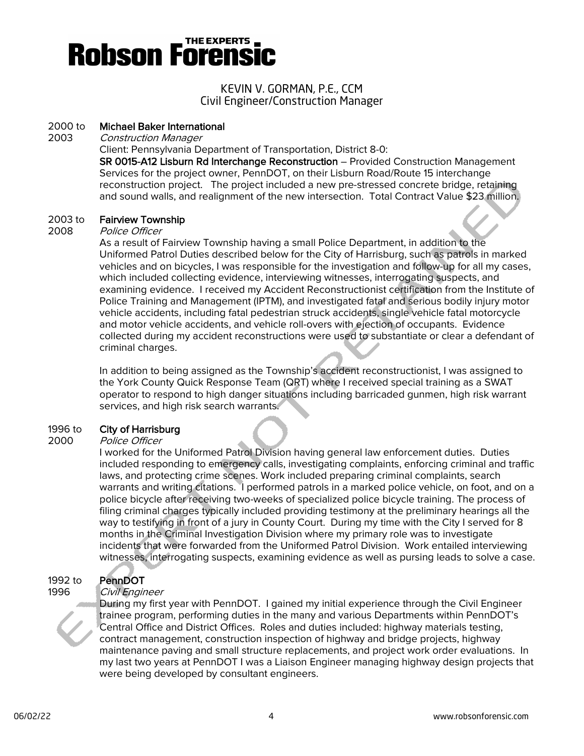KEVIN V. GORMAN, P.E., CCM
Civil Engineer/Construction Manager

**2000 to 2003** — **Michael Baker International**
*Construction Manager*
Client: Pennsylvania Department of Transportation, District 8-0:
**SR 0015-A12 Lisburn Rd Interchange Reconstruction** – Provided Construction Management Services for the project owner, PennDOT, on their Lisburn Road/Route 15 interchange reconstruction project. The project included a new pre-stressed concrete bridge, retaining and sound walls, and realignment of the new intersection. Total Contract Value $23 million.

**2003 to 2008** — **Fairview Township**
*Police Officer*
As a result of Fairview Township having a small Police Department, in addition to the Uniformed Patrol Duties described below for the City of Harrisburg, such as patrols in marked vehicles and on bicycles, I was responsible for the investigation and follow-up for all my cases, which included collecting evidence, interviewing witnesses, interrogating suspects, and examining evidence. I received my Accident Reconstructionist certification from the Institute of Police Training and Management (IPTM), and investigated fatal and serious bodily injury motor vehicle accidents, including fatal pedestrian struck accidents, single vehicle fatal motorcycle and motor vehicle accidents, and vehicle roll-overs with ejection of occupants. Evidence collected during my accident reconstructions were used to substantiate or clear a defendant of criminal charges.

In addition to being assigned as the Township's accident reconstructionist, I was assigned to the York County Quick Response Team (QRT) where I received special training as a SWAT operator to respond to high danger situations including barricaded gunmen, high risk warrant services, and high risk search warrants.

**1996 to 2000** — **City of Harrisburg**
*Police Officer*
I worked for the Uniformed Patrol Division having general law enforcement duties. Duties included responding to emergency calls, investigating complaints, enforcing criminal and traffic laws, and protecting crime scenes. Work included preparing criminal complaints, search warrants and writing citations. I performed patrols in a marked police vehicle, on foot, and on a police bicycle after receiving two-weeks of specialized police bicycle training. The process of filing criminal charges typically included providing testimony at the preliminary hearings all the way to testifying in front of a jury in County Court. During my time with the City I served for 8 months in the Criminal Investigation Division where my primary role was to investigate incidents that were forwarded from the Uniformed Patrol Division. Work entailed interviewing witnesses, interrogating suspects, examining evidence as well as pursing leads to solve a case.

**1992 to 1996** — **PennDOT**
*Civil Engineer*
During my first year with PennDOT. I gained my initial experience through the Civil Engineer trainee program, performing duties in the many and various Departments within PennDOT's Central Office and District Offices. Roles and duties included: highway materials testing, contract management, construction inspection of highway and bridge projects, highway maintenance paving and small structure replacements, and project work order evaluations. In my last two years at PennDOT I was a Liaison Engineer managing highway design projects that were being developed by consultant engineers.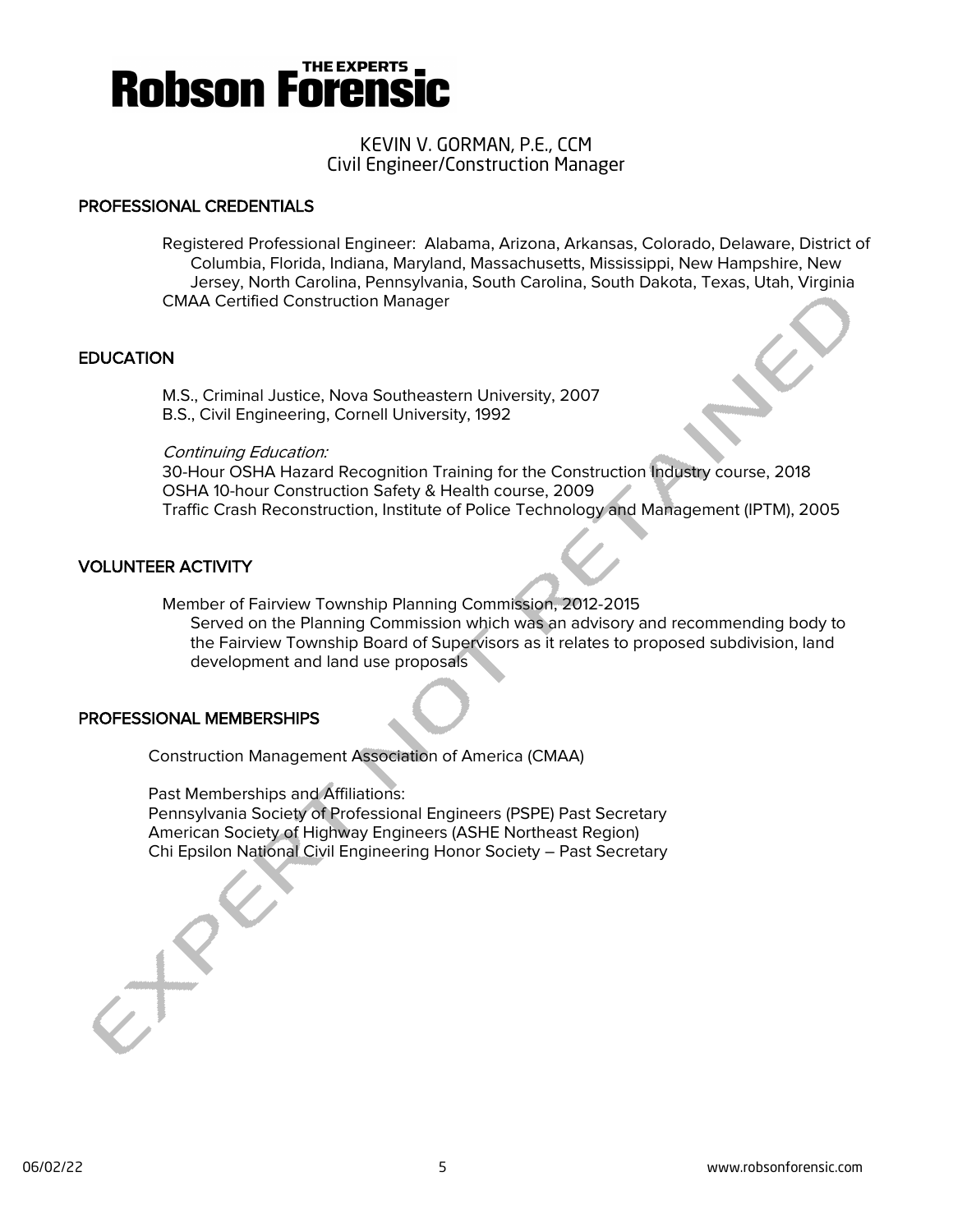# Robson Forensic

KEVIN V. GORMAN, P.E., CCM
Civil Engineer/Construction Manager

## PROFESSIONAL CREDENTIALS

Registered Professional Engineer: Alabama, Arizona, Arkansas, Colorado, Delaware, District of Columbia, Florida, Indiana, Maryland, Massachusetts, Mississippi, New Hampshire, New Jersey, North Carolina, Pennsylvania, South Carolina, South Dakota, Texas, Utah, Virginia
CMAA Certified Construction Manager

## EDUCATION

M.S., Criminal Justice, Nova Southeastern University, 2007
B.S., Civil Engineering, Cornell University, 1992

*Continuing Education:*
30-Hour OSHA Hazard Recognition Training for the Construction Industry course, 2018
OSHA 10-hour Construction Safety & Health course, 2009
Traffic Crash Reconstruction, Institute of Police Technology and Management (IPTM), 2005

## VOLUNTEER ACTIVITY

Member of Fairview Township Planning Commission, 2012-2015
Served on the Planning Commission which was an advisory and recommending body to the Fairview Township Board of Supervisors as it relates to proposed subdivision, land development and land use proposals

## PROFESSIONAL MEMBERSHIPS

Construction Management Association of America (CMAA)

Past Memberships and Affiliations:
Pennsylvania Society of Professional Engineers (PSPE) Past Secretary
American Society of Highway Engineers (ASHE Northeast Region)
Chi Epsilon National Civil Engineering Honor Society – Past Secretary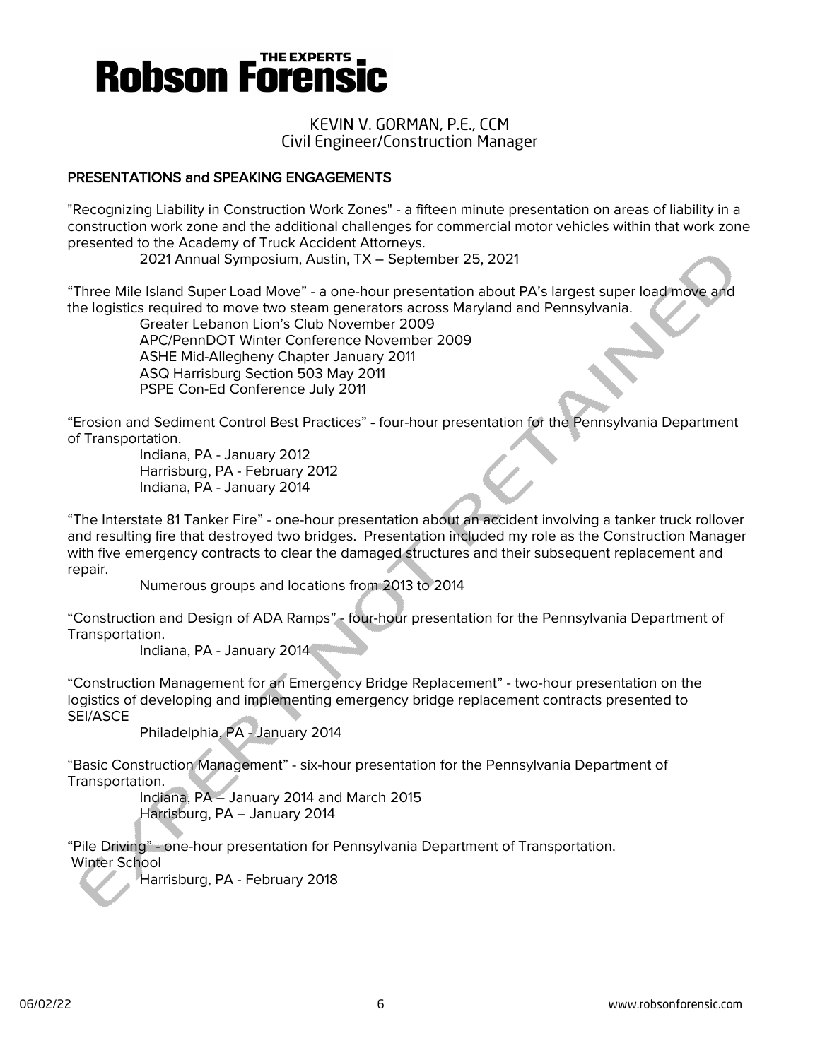# Robson Forensic

KEVIN V. GORMAN, P.E., CCM
Civil Engineer/Construction Manager

## PRESENTATIONS and SPEAKING ENGAGEMENTS

"Recognizing Liability in Construction Work Zones" - a fifteen minute presentation on areas of liability in a construction work zone and the additional challenges for commercial motor vehicles within that work zone presented to the Academy of Truck Accident Attorneys.

  2021 Annual Symposium, Austin, TX – September 25, 2021

"Three Mile Island Super Load Move" - a one-hour presentation about PA's largest super load move and the logistics required to move two steam generators across Maryland and Pennsylvania.

  Greater Lebanon Lion's Club November 2009
  APC/PennDOT Winter Conference November 2009
  ASHE Mid-Allegheny Chapter January 2011
  ASQ Harrisburg Section 503 May 2011
  PSPE Con-Ed Conference July 2011

"Erosion and Sediment Control Best Practices" - four-hour presentation for the Pennsylvania Department of Transportation.

  Indiana, PA - January 2012
  Harrisburg, PA - February 2012
  Indiana, PA - January 2014

"The Interstate 81 Tanker Fire" - one-hour presentation about an accident involving a tanker truck rollover and resulting fire that destroyed two bridges. Presentation included my role as the Construction Manager with five emergency contracts to clear the damaged structures and their subsequent replacement and repair.

  Numerous groups and locations from 2013 to 2014

"Construction and Design of ADA Ramps" - four-hour presentation for the Pennsylvania Department of Transportation.

  Indiana, PA - January 2014

"Construction Management for an Emergency Bridge Replacement" - two-hour presentation on the logistics of developing and implementing emergency bridge replacement contracts presented to SEI/ASCE

  Philadelphia, PA - January 2014

"Basic Construction Management" - six-hour presentation for the Pennsylvania Department of Transportation.

  Indiana, PA – January 2014 and March 2015
  Harrisburg, PA – January 2014

"Pile Driving" - one-hour presentation for Pennsylvania Department of Transportation.
Winter School

  Harrisburg, PA - February 2018